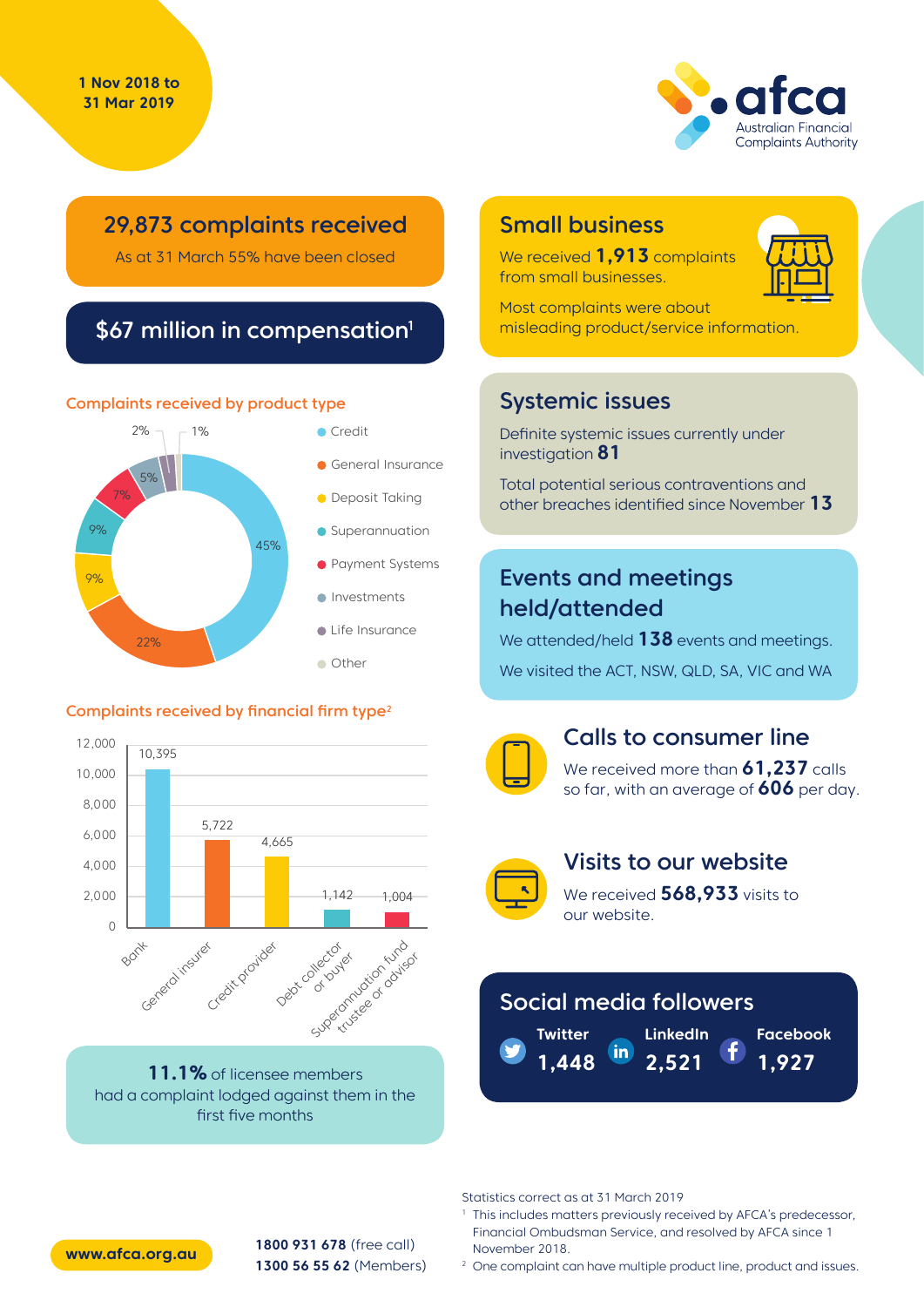1 Nov 2018 to 31 Mar 2019

afca
Australian Financial Complaints Authority

## 29,873 complaints received

As at 31 March 55% have been closed

## $67 million in compensation[1]

### Complaints received by product type

| Product type | % |
|---|---|
| Credit | 45% |
| General Insurance | 22% |
| Deposit Taking | 9% |
| Superannuation | 9% |
| Payment Systems | 7% |
| Investments | 5% |
| Life Insurance | 2% |
| Other | 1% |

### Complaints received by financial firm type[2]

| Financial firm type | Complaints |
|---|---|
| Bank | 10,395 |
| General insurer | 5,722 |
| Credit provider | 4,665 |
| Debt collector or buyer | 1,142 |
| Superannuation fund trustee or advisor | 1,004 |

**11.1%** of licensee members had a complaint lodged against them in the first five months

## Small business

We received **1,913** complaints from small businesses.

Most complaints were about misleading product/service information.

## Systemic issues

Definite systemic issues currently under investigation **81**

Total potential serious contraventions and other breaches identified since November **13**

## Events and meetings held/attended

We attended/held **138** events and meetings.

We visited the ACT, NSW, QLD, SA, VIC and WA

## Calls to consumer line

We received more than **61,237** calls so far, with an average of **606** per day.

## Visits to our website

We received **568,933** visits to our website.

## Social media followers

| Twitter | LinkedIn | Facebook |
|---|---|---|
| 1,448 | 2,521 | 1,927 |

Statistics correct as at 31 March 2019

[1] This includes matters previously received by AFCA's predecessor, Financial Ombudsman Service, and resolved by AFCA since 1 November 2018.

[2] One complaint can have multiple product line, product and issues.

www.afca.org.au

**1800 931 678** (free call)
**1300 56 55 62** (Members)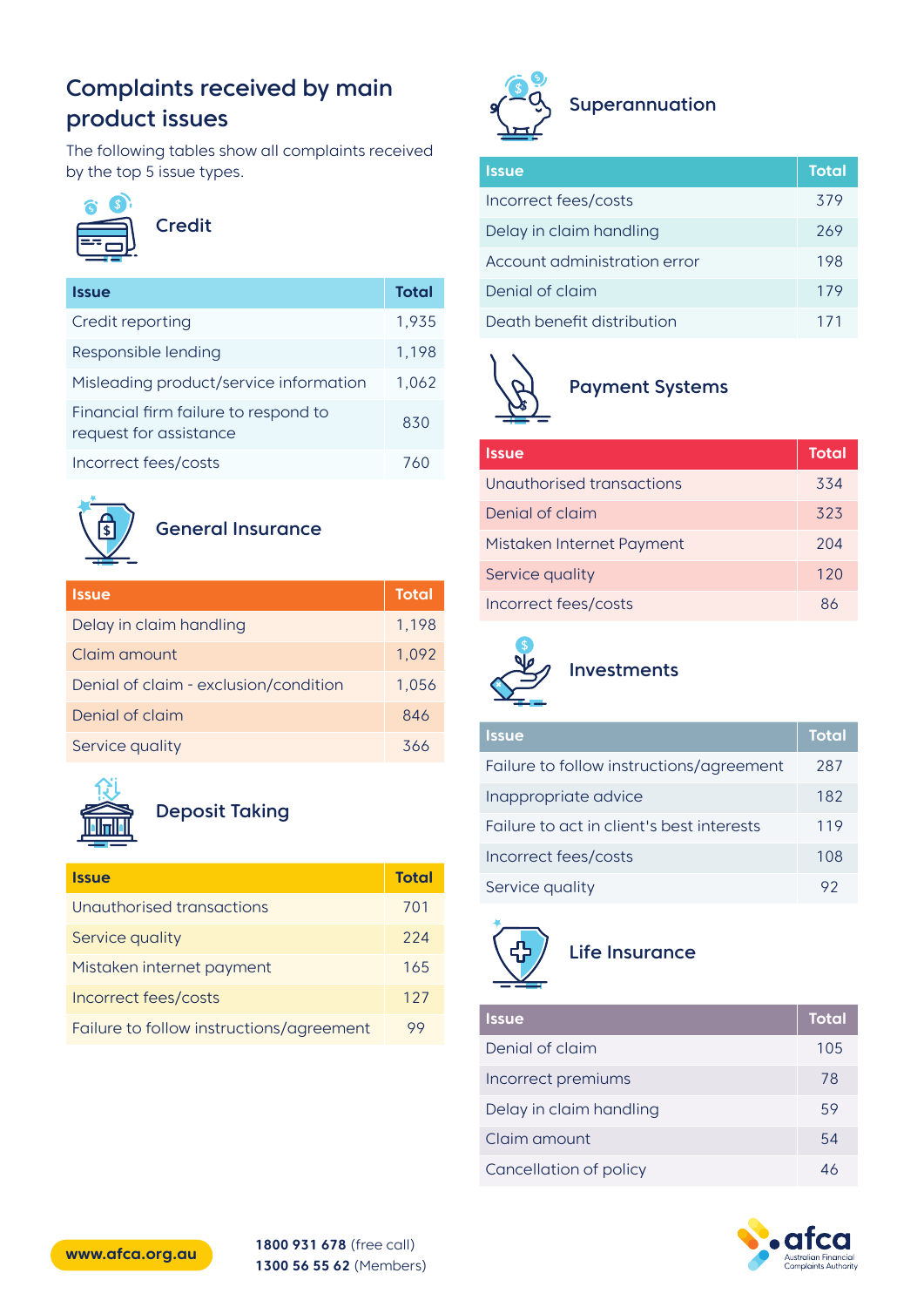## Complaints received by main product issues

The following tables show all complaints received by the top 5 issue types.

### Credit

| Issue | Total |
| --- | --- |
| Credit reporting | 1,935 |
| Responsible lending | 1,198 |
| Misleading product/service information | 1,062 |
| Financial firm failure to respond to request for assistance | 830 |
| Incorrect fees/costs | 760 |

### General Insurance

| Issue | Total |
| --- | --- |
| Delay in claim handling | 1,198 |
| Claim amount | 1,092 |
| Denial of claim - exclusion/condition | 1,056 |
| Denial of claim | 846 |
| Service quality | 366 |

### Deposit Taking

| Issue | Total |
| --- | --- |
| Unauthorised transactions | 701 |
| Service quality | 224 |
| Mistaken internet payment | 165 |
| Incorrect fees/costs | 127 |
| Failure to follow instructions/agreement | 99 |

### Superannuation

| Issue | Total |
| --- | --- |
| Incorrect fees/costs | 379 |
| Delay in claim handling | 269 |
| Account administration error | 198 |
| Denial of claim | 179 |
| Death benefit distribution | 171 |

### Payment Systems

| Issue | Total |
| --- | --- |
| Unauthorised transactions | 334 |
| Denial of claim | 323 |
| Mistaken Internet Payment | 204 |
| Service quality | 120 |
| Incorrect fees/costs | 86 |

### Investments

| Issue | Total |
| --- | --- |
| Failure to follow instructions/agreement | 287 |
| Inappropriate advice | 182 |
| Failure to act in client's best interests | 119 |
| Incorrect fees/costs | 108 |
| Service quality | 92 |

### Life Insurance

| Issue | Total |
| --- | --- |
| Denial of claim | 105 |
| Incorrect premiums | 78 |
| Delay in claim handling | 59 |
| Claim amount | 54 |
| Cancellation of policy | 46 |

**www.afca.org.au**

**1800 931 678** (free call)
**1300 56 55 62** (Members)

afca Australian Financial Complaints Authority